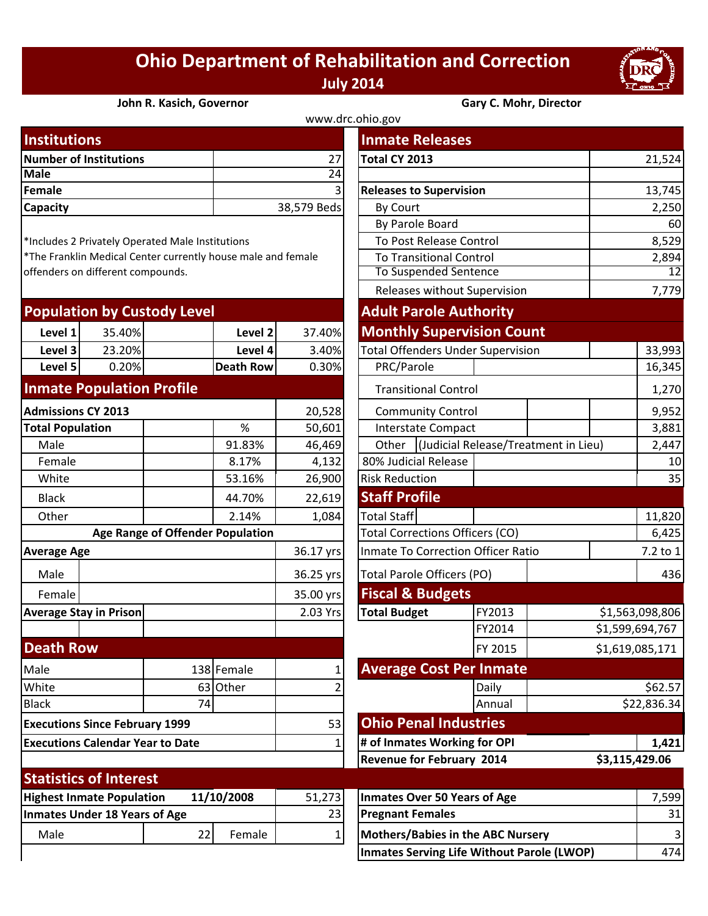# Ohio Department of Rehabilitation and Correction

**July 2014**

**John R. Kasich, Governor** | **Gary C. Mohr, Director**

www.drc.ohio.gov

## Institutions

| | |
|---|---|
| **Number of Institutions** | 27 |
| **Male** | 24 |
| **Female** | 3 |
| **Capacity** | 38,579 Beds |

*Includes 2 Privately Operated Male Institutions
*The Franklin Medical Center currently house male and female offenders on different compounds.

## Population by Custody Level

| | | | |
|---|---|---|---|
| **Level 1** | 35.40% | **Level 2** | 37.40% |
| **Level 3** | 23.20% | **Level 4** | 3.40% |
| **Level 5** | 0.20% | **Death Row** | 0.30% |

## Inmate Population Profile

| | | |
|---|---|---|
| **Admissions CY 2013** | | 20,528 |
| **Total Population** | % | 50,601 |
| Male | 91.83% | 46,469 |
| Female | 8.17% | 4,132 |
| White | 53.16% | 26,900 |
| Black | 44.70% | 22,619 |
| Other | 2.14% | 1,084 |

**Age Range of Offender Population**

| | |
|---|---|
| **Average Age** | 36.17 yrs |
| Male | 36.25 yrs |
| Female | 35.00 yrs |
| **Average Stay in Prison** | 2.03 Yrs |

## Death Row

| | | | |
|---|---|---|---|
| Male | 138 | Female | 1 |
| White | 63 | Other | 2 |
| Black | 74 | | |
| **Executions Since February 1999** | | | 53 |
| **Executions Calendar Year to Date** | | | 1 |

## Inmate Releases

| | |
|---|---|
| **Total CY 2013** | 21,524 |
| **Releases to Supervision** | 13,745 |
| By Court | 2,250 |
| By Parole Board | 60 |
| To Post Release Control | 8,529 |
| To Transitional Control | 2,894 |
| To Suspended Sentence | 12 |
| Releases without Supervision | 7,779 |

## Adult Parole Authority

### Monthly Supervision Count

| | |
|---|---|
| Total Offenders Under Supervision | 33,993 |
| PRC/Parole | 16,345 |
| Transitional Control | 1,270 |
| Community Control | 9,952 |
| Interstate Compact | 3,881 |
| Other (Judicial Release/Treatment in Lieu) | 2,447 |
| 80% Judicial Release | 10 |
| Risk Reduction | 35 |

## Staff Profile

| | |
|---|---|
| Total Staff | 11,820 |
| Total Corrections Officers (CO) | 6,425 |
| Inmate To Correction Officer Ratio | 7.2 to 1 |
| Total Parole Officers (PO) | 436 |

## Fiscal & Budgets

| | | |
|---|---|---|
| **Total Budget** | FY2013 | $1,563,098,806 |
| | FY2014 | $1,599,694,767 |
| | FY 2015 | $1,619,085,171 |

## Average Cost Per Inmate

| | |
|---|---|
| Daily | $62.57 |
| Annual | $22,836.34 |

## Ohio Penal Industries

| | |
|---|---|
| **# of Inmates Working for OPI** | **1,421** |
| **Revenue for February 2014** | **$3,115,429.06** |

## Statistics of Interest

| | | | |
|---|---|---|---|
| **Highest Inmate Population** | **11/10/2008** | | 51,273 |
| **Inmates Under 18 Years of Age** | | | 23 |
| Male | 22 | Female | 1 |

| | |
|---|---|
| **Inmates Over 50 Years of Age** | 7,599 |
| **Pregnant Females** | 31 |
| **Mothers/Babies in the ABC Nursery** | 3 |
| **Inmates Serving Life Without Parole (LWOP)** | 474 |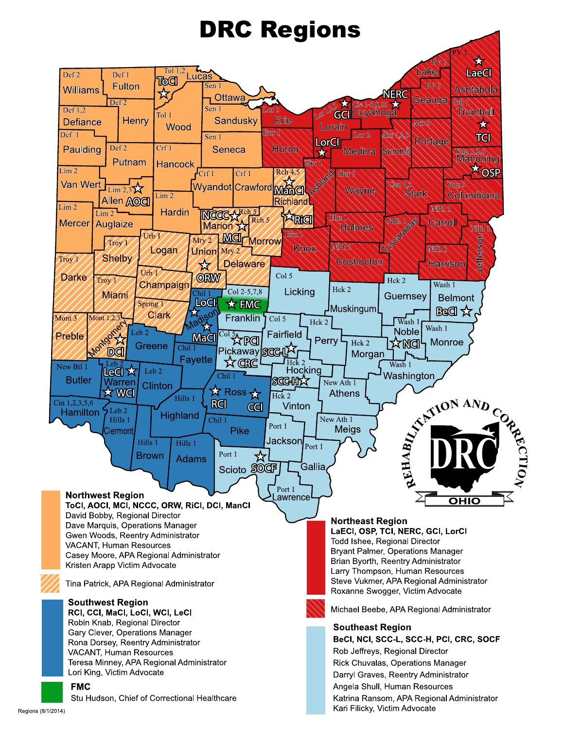# DRC Regions

**Northwest Region**
**ToCI, AOCI, MCI, NCCC, ORW, RiCI, DCI, ManCI**
David Bobby, Regional Director
Dave Marquis, Operations Manager
Gwen Woods, Reentry Administrator
VACANT, Human Resources
Casey Moore, APA Regional Administrator
Kristen Arapp Victim Advocate

Tina Patrick, APA Regional Administrator

**Southwest Region**
**RCI, CCI, MaCI, LoCI, WCI, LeCI**
Robin Knab, Regional Director
Gary Clever, Operations Manager
Rona Dorsey, Reentry Administrator
VACANT, Human Resources
Teresa Minney, APA Regional Administrator
Lori King, Victim Advocate

**FMC**
Stu Hudson, Chief of Correctional Healthcare

**Northeast Region**
**LaECI, OSP, TCI, NERC, GCI, LorCI**
Todd Ishee, Regional Director
Bryant Palmer, Operations Manager
Brian Byorth, Reentry Administrator
Larry Thompson, Human Resources
Steve Vukmer, APA Regional Administrator
Roxanne Swogger, Victim Advocate

Michael Beebe, APA Regional Administrator

**Southeast Region**
**BeCI, NCI, SCC-L, SCC-H, PCI, CRC, SOCF**
Rob Jeffreys, Regional Director
Rick Chuvalas, Operations Manager
Darryl Graves, Reentry Administrator
Angela Shull, Human Resources
Katrina Ransom, APA Regional Administrator
Kari Filicky, Victim Advocate

Regions (8/1/2014)